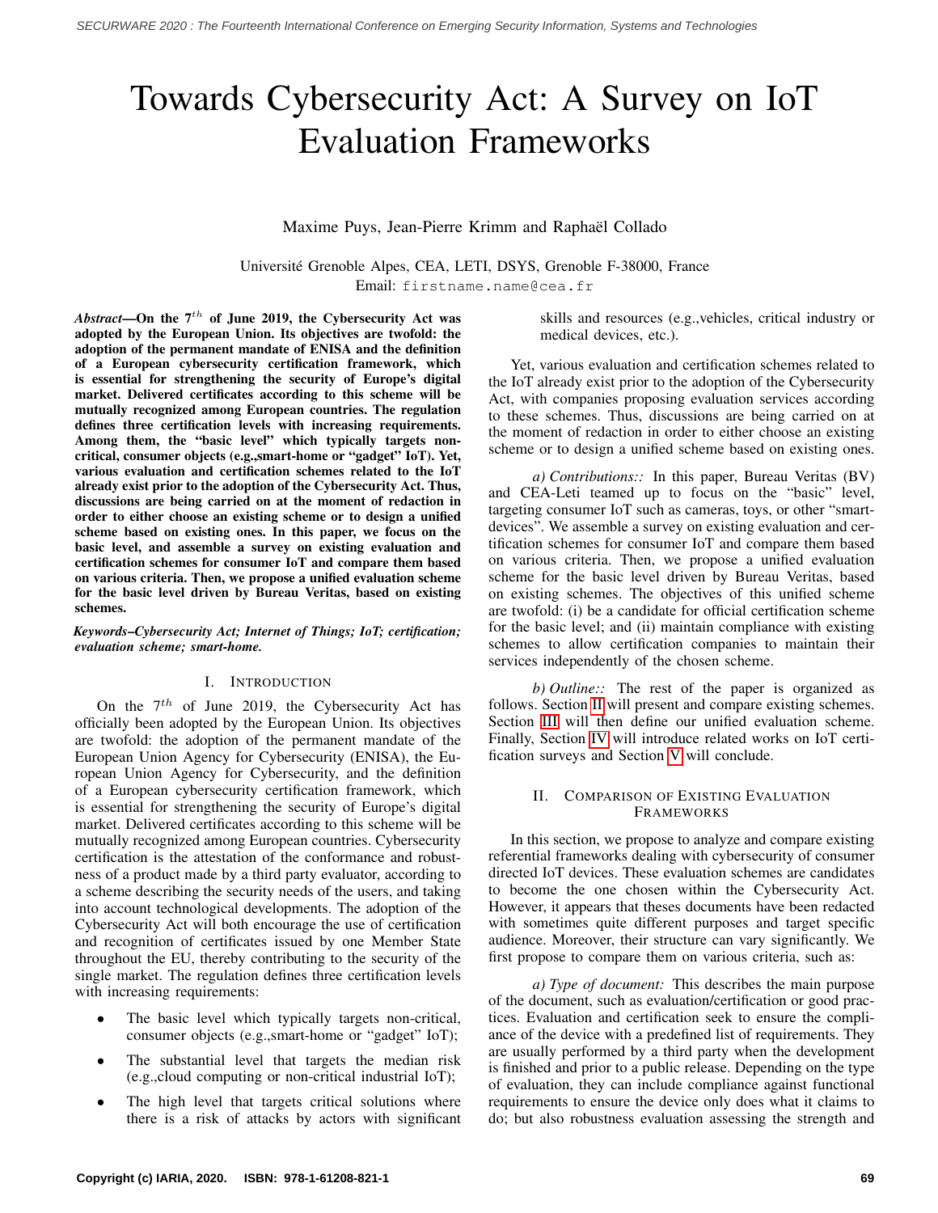# Towards Cybersecurity Act: A Survey on IoT Evaluation Frameworks

Maxime Puys, Jean-Pierre Krimm and Raphaël Collado

Université Grenoble Alpes, CEA, LETI, DSYS, Grenoble F-38000, France
Email: firstname.name@cea.fr

***Abstract*—On the 7$^{th}$ of June 2019, the Cybersecurity Act was adopted by the European Union. Its objectives are twofold: the adoption of the permanent mandate of ENISA and the definition of a European cybersecurity certification framework, which is essential for strengthening the security of Europe's digital market. Delivered certificates according to this scheme will be mutually recognized among European countries. The regulation defines three certification levels with increasing requirements. Among them, the "basic level" which typically targets non-critical, consumer objects (e.g.,smart-home or "gadget" IoT). Yet, various evaluation and certification schemes related to the IoT already exist prior to the adoption of the Cybersecurity Act. Thus, discussions are being carried on at the moment of redaction in order to either choose an existing scheme or to design a unified scheme based on existing ones. In this paper, we focus on the basic level, and assemble a survey on existing evaluation and certification schemes for consumer IoT and compare them based on various criteria. Then, we propose a unified evaluation scheme for the basic level driven by Bureau Veritas, based on existing schemes.**

***Keywords*–*Cybersecurity Act; Internet of Things; IoT; certification; evaluation scheme; smart-home.***

## I. Introduction

On the 7$^{th}$ of June 2019, the Cybersecurity Act has officially been adopted by the European Union. Its objectives are twofold: the adoption of the permanent mandate of the European Union Agency for Cybersecurity (ENISA), the European Union Agency for Cybersecurity, and the definition of a European cybersecurity certification framework, which is essential for strengthening the security of Europe's digital market. Delivered certificates according to this scheme will be mutually recognized among European countries. Cybersecurity certification is the attestation of the conformance and robustness of a product made by a third party evaluator, according to a scheme describing the security needs of the users, and taking into account technological developments. The adoption of the Cybersecurity Act will both encourage the use of certification and recognition of certificates issued by one Member State throughout the EU, thereby contributing to the security of the single market. The regulation defines three certification levels with increasing requirements:

- The basic level which typically targets non-critical, consumer objects (e.g.,smart-home or "gadget" IoT);
- The substantial level that targets the median risk (e.g.,cloud computing or non-critical industrial IoT);
- The high level that targets critical solutions where there is a risk of attacks by actors with significant skills and resources (e.g.,vehicles, critical industry or medical devices, etc.).

Yet, various evaluation and certification schemes related to the IoT already exist prior to the adoption of the Cybersecurity Act, with companies proposing evaluation services according to these schemes. Thus, discussions are being carried on at the moment of redaction in order to either choose an existing scheme or to design a unified scheme based on existing ones.

*a) Contributions::* In this paper, Bureau Veritas (BV) and CEA-Leti teamed up to focus on the "basic" level, targeting consumer IoT such as cameras, toys, or other "smart-devices". We assemble a survey on existing evaluation and certification schemes for consumer IoT and compare them based on various criteria. Then, we propose a unified evaluation scheme for the basic level driven by Bureau Veritas, based on existing schemes. The objectives of this unified scheme are twofold: (i) be a candidate for official certification scheme for the basic level; and (ii) maintain compliance with existing schemes to allow certification companies to maintain their services independently of the chosen scheme.

*b) Outline::* The rest of the paper is organized as follows. Section II will present and compare existing schemes. Section III will then define our unified evaluation scheme. Finally, Section IV will introduce related works on IoT certification surveys and Section V will conclude.

## II. Comparison of Existing Evaluation Frameworks

In this section, we propose to analyze and compare existing referential frameworks dealing with cybersecurity of consumer directed IoT devices. These evaluation schemes are candidates to become the one chosen within the Cybersecurity Act. However, it appears that theses documents have been redacted with sometimes quite different purposes and target specific audience. Moreover, their structure can vary significantly. We first propose to compare them on various criteria, such as:

*a) Type of document:* This describes the main purpose of the document, such as evaluation/certification or good practices. Evaluation and certification seek to ensure the compliance of the device with a predefined list of requirements. They are usually performed by a third party when the development is finished and prior to a public release. Depending on the type of evaluation, they can include compliance against functional requirements to ensure the device only does what it claims to do; but also robustness evaluation assessing the strength and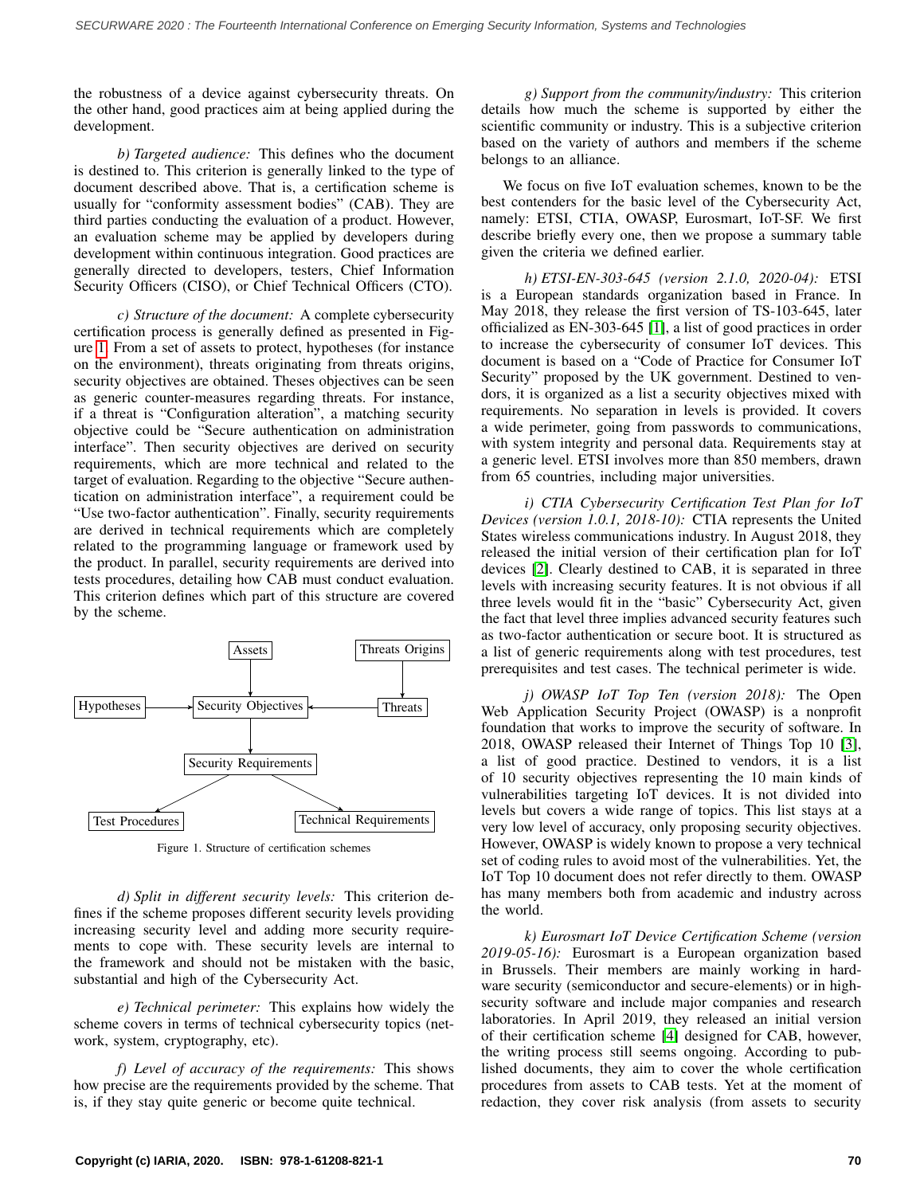the robustness of a device against cybersecurity threats. On the other hand, good practices aim at being applied during the development.

*b) Targeted audience:* This defines who the document is destined to. This criterion is generally linked to the type of document described above. That is, a certification scheme is usually for "conformity assessment bodies" (CAB). They are third parties conducting the evaluation of a product. However, an evaluation scheme may be applied by developers during development within continuous integration. Good practices are generally directed to developers, testers, Chief Information Security Officers (CISO), or Chief Technical Officers (CTO).

*c) Structure of the document:* A complete cybersecurity certification process is generally defined as presented in Figure 1. From a set of assets to protect, hypotheses (for instance on the environment), threats originating from threats origins, security objectives are obtained. Theses objectives can be seen as generic counter-measures regarding threats. For instance, if a threat is "Configuration alteration", a matching security objective could be "Secure authentication on administration interface". Then security objectives are derived on security requirements, which are more technical and related to the target of evaluation. Regarding to the objective "Secure authentication on administration interface", a requirement could be "Use two-factor authentication". Finally, security requirements are derived in technical requirements which are completely related to the programming language or framework used by the product. In parallel, security requirements are derived into tests procedures, detailing how CAB must conduct evaluation. This criterion defines which part of this structure are covered by the scheme.

Assets, Threats Origins, Hypotheses, Security Objectives, Threats, Security Requirements, Test Procedures, Technical Requirements

Figure 1. Structure of certification schemes

*d) Split in different security levels:* This criterion defines if the scheme proposes different security levels providing increasing security level and adding more security requirements to cope with. These security levels are internal to the framework and should not be mistaken with the basic, substantial and high of the Cybersecurity Act.

*e) Technical perimeter:* This explains how widely the scheme covers in terms of technical cybersecurity topics (network, system, cryptography, etc).

*f) Level of accuracy of the requirements:* This shows how precise are the requirements provided by the scheme. That is, if they stay quite generic or become quite technical.

*g) Support from the community/industry:* This criterion details how much the scheme is supported by either the scientific community or industry. This is a subjective criterion based on the variety of authors and members if the scheme belongs to an alliance.

We focus on five IoT evaluation schemes, known to be the best contenders for the basic level of the Cybersecurity Act, namely: ETSI, CTIA, OWASP, Eurosmart, IoT-SF. We first describe briefly every one, then we propose a summary table given the criteria we defined earlier.

*h) ETSI-EN-303-645 (version 2.1.0, 2020-04):* ETSI is a European standards organization based in France. In May 2018, they release the first version of TS-103-645, later officialized as EN-303-645 [1], a list of good practices in order to increase the cybersecurity of consumer IoT devices. This document is based on a "Code of Practice for Consumer IoT Security" proposed by the UK government. Destined to vendors, it is organized as a list a security objectives mixed with requirements. No separation in levels is provided. It covers a wide perimeter, going from passwords to communications, with system integrity and personal data. Requirements stay at a generic level. ETSI involves more than 850 members, drawn from 65 countries, including major universities.

*i) CTIA Cybersecurity Certification Test Plan for IoT Devices (version 1.0.1, 2018-10):* CTIA represents the United States wireless communications industry. In August 2018, they released the initial version of their certification plan for IoT devices [2]. Clearly destined to CAB, it is separated in three levels with increasing security features. It is not obvious if all three levels would fit in the "basic" Cybersecurity Act, given the fact that level three implies advanced security features such as two-factor authentication or secure boot. It is structured as a list of generic requirements along with test procedures, test prerequisites and test cases. The technical perimeter is wide.

*j) OWASP IoT Top Ten (version 2018):* The Open Web Application Security Project (OWASP) is a nonprofit foundation that works to improve the security of software. In 2018, OWASP released their Internet of Things Top 10 [3], a list of good practice. Destined to vendors, it is a list of 10 security objectives representing the 10 main kinds of vulnerabilities targeting IoT devices. It is not divided into levels but covers a wide range of topics. This list stays at a very low level of accuracy, only proposing security objectives. However, OWASP is widely known to propose a very technical set of coding rules to avoid most of the vulnerabilities. Yet, the IoT Top 10 document does not refer directly to them. OWASP has many members both from academic and industry across the world.

*k) Eurosmart IoT Device Certification Scheme (version 2019-05-16):* Eurosmart is a European organization based in Brussels. Their members are mainly working in hardware security (semiconductor and secure-elements) or in high-security software and include major companies and research laboratories. In April 2019, they released an initial version of their certification scheme [4] designed for CAB, however, the writing process still seems ongoing. According to published documents, they aim to cover the whole certification procedures from assets to CAB tests. Yet at the moment of redaction, they cover risk analysis (from assets to security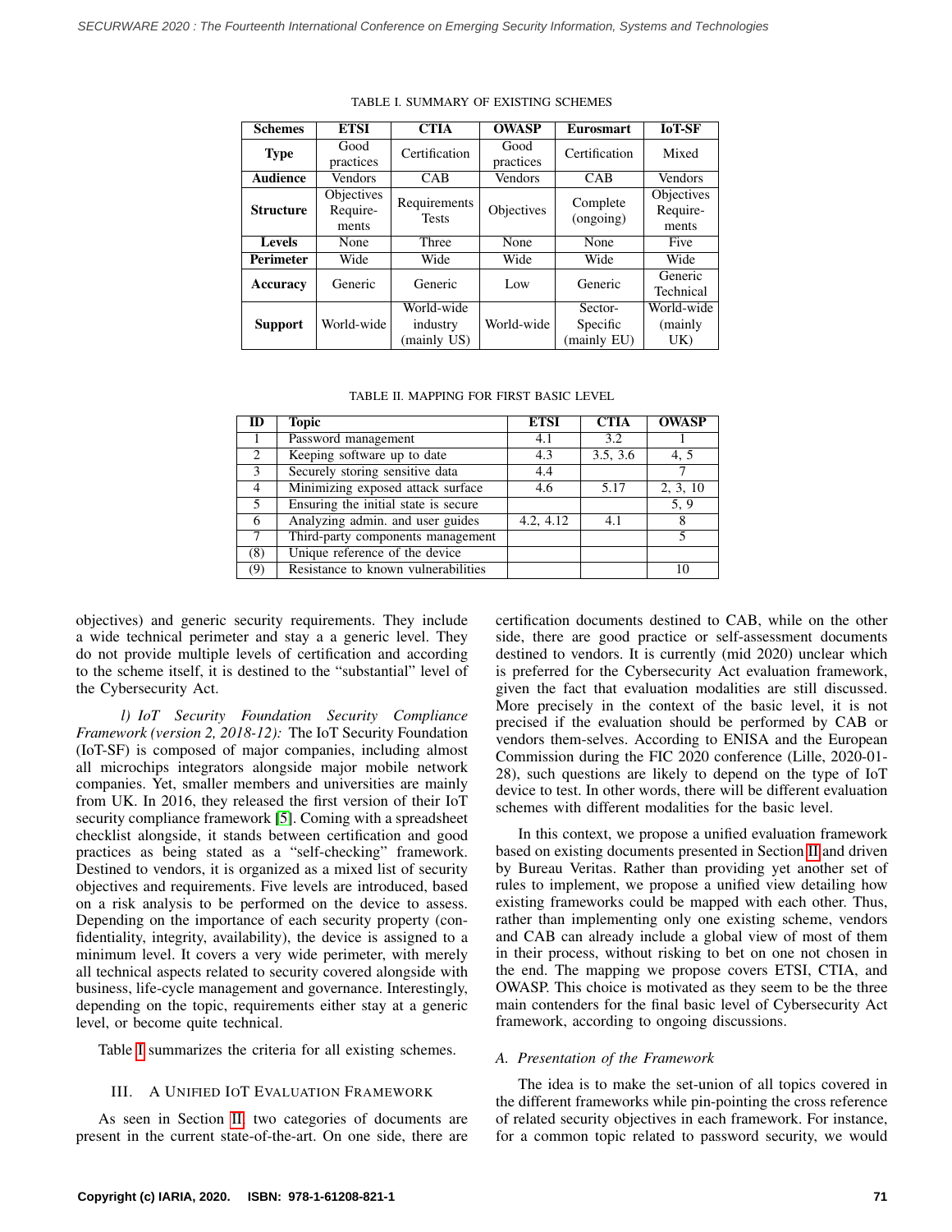TABLE I. SUMMARY OF EXISTING SCHEMES

| Schemes | ETSI | CTIA | OWASP | Eurosmart | IoT-SF |
|---|---|---|---|---|---|
| **Type** | Good practices | Certification | Good practices | Certification | Mixed |
| **Audience** | Vendors | CAB | Vendors | CAB | Vendors |
| **Structure** | Objectives Require-ments | Requirements Tests | Objectives | Complete (ongoing) | Objectives Require-ments |
| **Levels** | None | Three | None | None | Five |
| **Perimeter** | Wide | Wide | Wide | Wide | Wide |
| **Accuracy** | Generic | Generic | Low | Generic | Generic Technical |
| **Support** | World-wide | World-wide industry (mainly US) | World-wide | Sector-Specific (mainly EU) | World-wide (mainly UK) |

TABLE II. MAPPING FOR FIRST BASIC LEVEL

| ID | Topic | ETSI | CTIA | OWASP |
|---|---|---|---|---|
| 1 | Password management | 4.1 | 3.2 | 1 |
| 2 | Keeping software up to date | 4.3 | 3.5, 3.6 | 4, 5 |
| 3 | Securely storing sensitive data | 4.4 | | 7 |
| 4 | Minimizing exposed attack surface | 4.6 | 5.17 | 2, 3, 10 |
| 5 | Ensuring the initial state is secure | | | 5, 9 |
| 6 | Analyzing admin. and user guides | 4.2, 4.12 | 4.1 | 8 |
| 7 | Third-party components management | | | 5 |
| (8) | Unique reference of the device | | | |
| (9) | Resistance to known vulnerabilities | | | 10 |

objectives) and generic security requirements. They include a wide technical perimeter and stay a a generic level. They do not provide multiple levels of certification and according to the scheme itself, it is destined to the "substantial" level of the Cybersecurity Act.

*l) IoT Security Foundation Security Compliance Framework (version 2, 2018-12):* The IoT Security Foundation (IoT-SF) is composed of major companies, including almost all microchips integrators alongside major mobile network companies. Yet, smaller members and universities are mainly from UK. In 2016, they released the first version of their IoT security compliance framework [5]. Coming with a spreadsheet checklist alongside, it stands between certification and good practices as being stated as a "self-checking" framework. Destined to vendors, it is organized as a mixed list of security objectives and requirements. Five levels are introduced, based on a risk analysis to be performed on the device to assess. Depending on the importance of each security property (confidentiality, integrity, availability), the device is assigned to a minimum level. It covers a very wide perimeter, with merely all technical aspects related to security covered alongside with business, life-cycle management and governance. Interestingly, depending on the topic, requirements either stay at a generic level, or become quite technical.

Table I summarizes the criteria for all existing schemes.

## III. A Unified IoT Evaluation Framework

As seen in Section II, two categories of documents are present in the current state-of-the-art. On one side, there are certification documents destined to CAB, while on the other side, there are good practice or self-assessment documents destined to vendors. It is currently (mid 2020) unclear which is preferred for the Cybersecurity Act evaluation framework, given the fact that evaluation modalities are still discussed. More precisely in the context of the basic level, it is not precised if the evaluation should be performed by CAB or vendors them-selves. According to ENISA and the European Commission during the FIC 2020 conference (Lille, 2020-01-28), such questions are likely to depend on the type of IoT device to test. In other words, there will be different evaluation schemes with different modalities for the basic level.

In this context, we propose a unified evaluation framework based on existing documents presented in Section II and driven by Bureau Veritas. Rather than providing yet another set of rules to implement, we propose a unified view detailing how existing frameworks could be mapped with each other. Thus, rather than implementing only one existing scheme, vendors and CAB can already include a global view of most of them in their process, without risking to bet on one not chosen in the end. The mapping we propose covers ETSI, CTIA, and OWASP. This choice is motivated as they seem to be the three main contenders for the final basic level of Cybersecurity Act framework, according to ongoing discussions.

### *A. Presentation of the Framework*

The idea is to make the set-union of all topics covered in the different frameworks while pin-pointing the cross reference of related security objectives in each framework. For instance, for a common topic related to password security, we would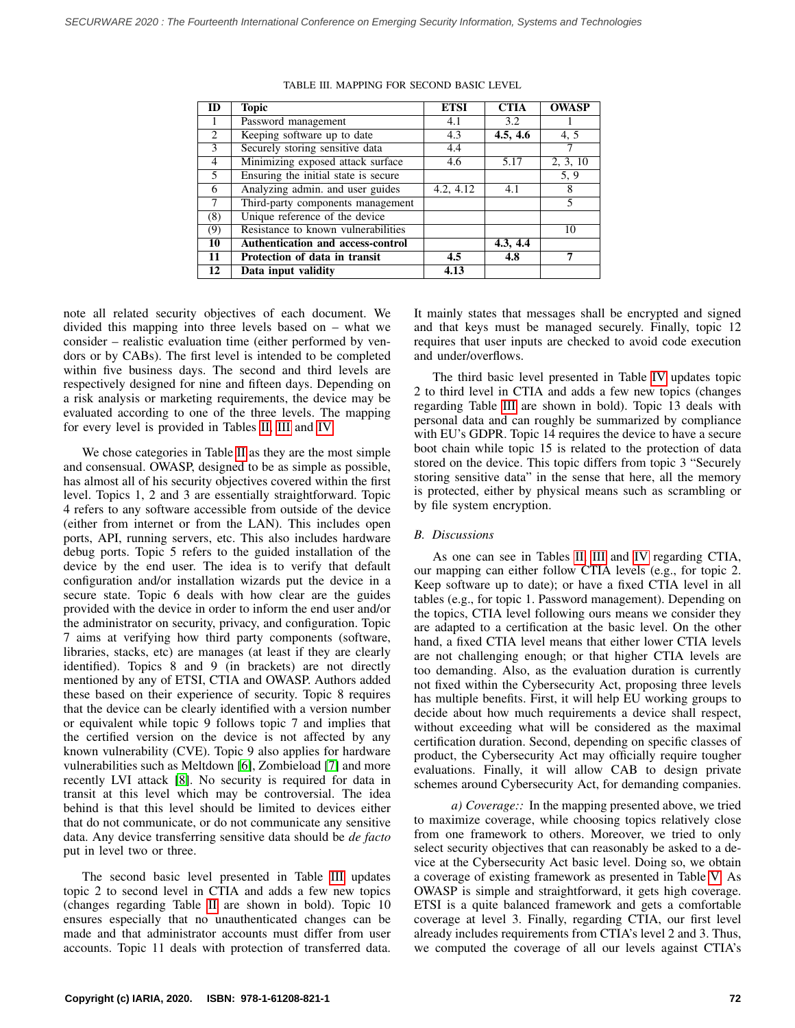TABLE III. MAPPING FOR SECOND BASIC LEVEL

| ID | Topic | ETSI | CTIA | OWASP |
|---|---|---|---|---|
| 1 | Password management | 4.1 | 3.2 | 1 |
| 2 | Keeping software up to date | 4.3 | **4.5, 4.6** | 4, 5 |
| 3 | Securely storing sensitive data | 4.4 | | 7 |
| 4 | Minimizing exposed attack surface | 4.6 | 5.17 | 2, 3, 10 |
| 5 | Ensuring the initial state is secure | | | 5, 9 |
| 6 | Analyzing admin. and user guides | 4.2, 4.12 | 4.1 | 8 |
| 7 | Third-party components management | | | 5 |
| (8) | Unique reference of the device | | | |
| (9) | Resistance to known vulnerabilities | | | 10 |
| **10** | **Authentication and access-control** | | **4.3, 4.4** | |
| **11** | **Protection of data in transit** | **4.5** | **4.8** | **7** |
| **12** | **Data input validity** | **4.13** | | |

note all related security objectives of each document. We divided this mapping into three levels based on – what we consider – realistic evaluation time (either performed by vendors or by CABs). The first level is intended to be completed within five business days. The second and third levels are respectively designed for nine and fifteen days. Depending on a risk analysis or marketing requirements, the device may be evaluated according to one of the three levels. The mapping for every level is provided in Tables II, III and IV.

We chose categories in Table II as they are the most simple and consensual. OWASP, designed to be as simple as possible, has almost all of his security objectives covered within the first level. Topics 1, 2 and 3 are essentially straightforward. Topic 4 refers to any software accessible from outside of the device (either from internet or from the LAN). This includes open ports, API, running servers, etc. This also includes hardware debug ports. Topic 5 refers to the guided installation of the device by the end user. The idea is to verify that default configuration and/or installation wizards put the device in a secure state. Topic 6 deals with how clear are the guides provided with the device in order to inform the end user and/or the administrator on security, privacy, and configuration. Topic 7 aims at verifying how third party components (software, libraries, stacks, etc) are manages (at least if they are clearly identified). Topics 8 and 9 (in brackets) are not directly mentioned by any of ETSI, CTIA and OWASP. Authors added these based on their experience of security. Topic 8 requires that the device can be clearly identified with a version number or equivalent while topic 9 follows topic 7 and implies that the certified version on the device is not affected by any known vulnerability (CVE). Topic 9 also applies for hardware vulnerabilities such as Meltdown [6], Zombieload [7] and more recently LVI attack [8]. No security is required for data in transit at this level which may be controversial. The idea behind is that this level should be limited to devices either that do not communicate, or do not communicate any sensitive data. Any device transferring sensitive data should be *de facto* put in level two or three.

The second basic level presented in Table III updates topic 2 to second level in CTIA and adds a few new topics (changes regarding Table II are shown in bold). Topic 10 ensures especially that no unauthenticated changes can be made and that administrator accounts must differ from user accounts. Topic 11 deals with protection of transferred data. It mainly states that messages shall be encrypted and signed and that keys must be managed securely. Finally, topic 12 requires that user inputs are checked to avoid code execution and under/overflows.

The third basic level presented in Table IV updates topic 2 to third level in CTIA and adds a few new topics (changes regarding Table III are shown in bold). Topic 13 deals with personal data and can roughly be summarized by compliance with EU's GDPR. Topic 14 requires the device to have a secure boot chain while topic 15 is related to the protection of data stored on the device. This topic differs from topic 3 "Securely storing sensitive data" in the sense that here, all the memory is protected, either by physical means such as scrambling or by file system encryption.

### *B. Discussions*

As one can see in Tables II, III and IV regarding CTIA, our mapping can either follow CTIA levels (e.g., for topic 2. Keep software up to date); or have a fixed CTIA level in all tables (e.g., for topic 1. Password management). Depending on the topics, CTIA level following ours means we consider they are adapted to a certification at the basic level. On the other hand, a fixed CTIA level means that either lower CTIA levels are not challenging enough; or that higher CTIA levels are too demanding. Also, as the evaluation duration is currently not fixed within the Cybersecurity Act, proposing three levels has multiple benefits. First, it will help EU working groups to decide about how much requirements a device shall respect, without exceeding what will be considered as the maximal certification duration. Second, depending on specific classes of product, the Cybersecurity Act may officially require tougher evaluations. Finally, it will allow CAB to design private schemes around Cybersecurity Act, for demanding companies.

*a) Coverage::* In the mapping presented above, we tried to maximize coverage, while choosing topics relatively close from one framework to others. Moreover, we tried to only select security objectives that can reasonably be asked to a device at the Cybersecurity Act basic level. Doing so, we obtain a coverage of existing framework as presented in Table V. As OWASP is simple and straightforward, it gets high coverage. ETSI is a quite balanced framework and gets a comfortable coverage at level 3. Finally, regarding CTIA, our first level already includes requirements from CTIA's level 2 and 3. Thus, we computed the coverage of all our levels against CTIA's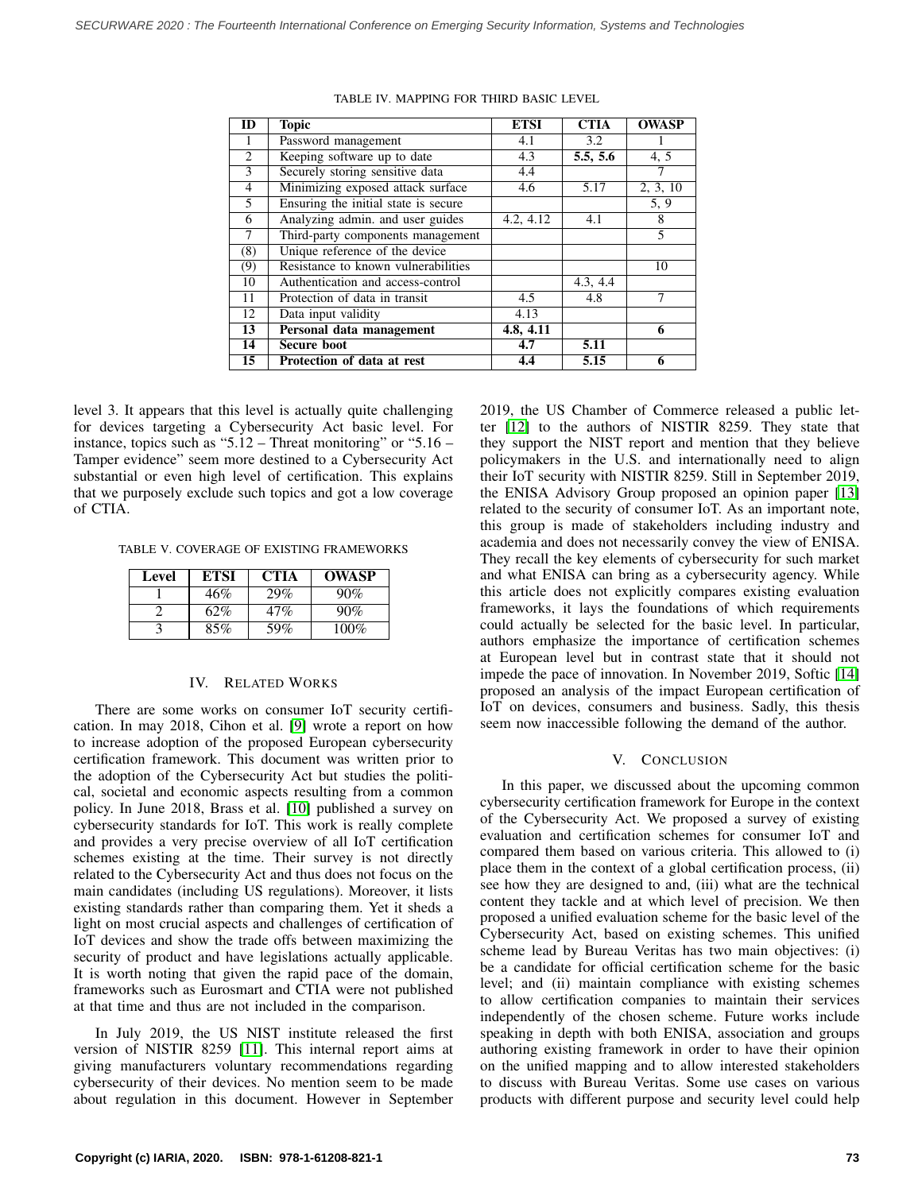TABLE IV. MAPPING FOR THIRD BASIC LEVEL

| ID | Topic | ETSI | CTIA | OWASP |
|---|---|---|---|---|
| 1 | Password management | 4.1 | 3.2 | 1 |
| 2 | Keeping software up to date | 4.3 | **5.5, 5.6** | 4, 5 |
| 3 | Securely storing sensitive data | 4.4 | | 7 |
| 4 | Minimizing exposed attack surface | 4.6 | 5.17 | 2, 3, 10 |
| 5 | Ensuring the initial state is secure | | | 5, 9 |
| 6 | Analyzing admin. and user guides | 4.2, 4.12 | 4.1 | 8 |
| 7 | Third-party components management | | | 5 |
| (8) | Unique reference of the device | | | |
| (9) | Resistance to known vulnerabilities | | | 10 |
| 10 | Authentication and access-control | | 4.3, 4.4 | |
| 11 | Protection of data in transit | 4.5 | 4.8 | 7 |
| 12 | Data input validity | 4.13 | | |
| **13** | **Personal data management** | **4.8, 4.11** | | **6** |
| **14** | **Secure boot** | **4.7** | **5.11** | |
| **15** | **Protection of data at rest** | **4.4** | **5.15** | **6** |

level 3. It appears that this level is actually quite challenging for devices targeting a Cybersecurity Act basic level. For instance, topics such as "5.12 – Threat monitoring" or "5.16 – Tamper evidence" seem more destined to a Cybersecurity Act substantial or even high level of certification. This explains that we purposely exclude such topics and got a low coverage of CTIA.

TABLE V. COVERAGE OF EXISTING FRAMEWORKS

| Level | ETSI | CTIA | OWASP |
|---|---|---|---|
| 1 | 46% | 29% | 90% |
| 2 | 62% | 47% | 90% |
| 3 | 85% | 59% | 100% |

## IV. Related Works

There are some works on consumer IoT security certification. In may 2018, Cihon et al. [9] wrote a report on how to increase adoption of the proposed European cybersecurity certification framework. This document was written prior to the adoption of the Cybersecurity Act but studies the political, societal and economic aspects resulting from a common policy. In June 2018, Brass et al. [10] published a survey on cybersecurity standards for IoT. This work is really complete and provides a very precise overview of all IoT certification schemes existing at the time. Their survey is not directly related to the Cybersecurity Act and thus does not focus on the main candidates (including US regulations). Moreover, it lists existing standards rather than comparing them. Yet it sheds a light on most crucial aspects and challenges of certification of IoT devices and show the trade offs between maximizing the security of product and have legislations actually applicable. It is worth noting that given the rapid pace of the domain, frameworks such as Eurosmart and CTIA were not published at that time and thus are not included in the comparison.

In July 2019, the US NIST institute released the first version of NISTIR 8259 [11]. This internal report aims at giving manufacturers voluntary recommendations regarding cybersecurity of their devices. No mention seem to be made about regulation in this document. However in September 2019, the US Chamber of Commerce released a public letter [12] to the authors of NISTIR 8259. They state that they support the NIST report and mention that they believe policymakers in the U.S. and internationally need to align their IoT security with NISTIR 8259. Still in September 2019, the ENISA Advisory Group proposed an opinion paper [13] related to the security of consumer IoT. As an important note, this group is made of stakeholders including industry and academia and does not necessarily convey the view of ENISA. They recall the key elements of cybersecurity for such market and what ENISA can bring as a cybersecurity agency. While this article does not explicitly compares existing evaluation frameworks, it lays the foundations of which requirements could actually be selected for the basic level. In particular, authors emphasize the importance of certification schemes at European level but in contrast state that it should not impede the pace of innovation. In November 2019, Softic [14] proposed an analysis of the impact European certification of IoT on devices, consumers and business. Sadly, this thesis seem now inaccessible following the demand of the author.

## V. Conclusion

In this paper, we discussed about the upcoming common cybersecurity certification framework for Europe in the context of the Cybersecurity Act. We proposed a survey of existing evaluation and certification schemes for consumer IoT and compared them based on various criteria. This allowed to (i) place them in the context of a global certification process, (ii) see how they are designed to and, (iii) what are the technical content they tackle and at which level of precision. We then proposed a unified evaluation scheme for the basic level of the Cybersecurity Act, based on existing schemes. This unified scheme lead by Bureau Veritas has two main objectives: (i) be a candidate for official certification scheme for the basic level; and (ii) maintain compliance with existing schemes to allow certification companies to maintain their services independently of the chosen scheme. Future works include speaking in depth with both ENISA, association and groups authoring existing framework in order to have their opinion on the unified mapping and to allow interested stakeholders to discuss with Bureau Veritas. Some use cases on various products with different purpose and security level could help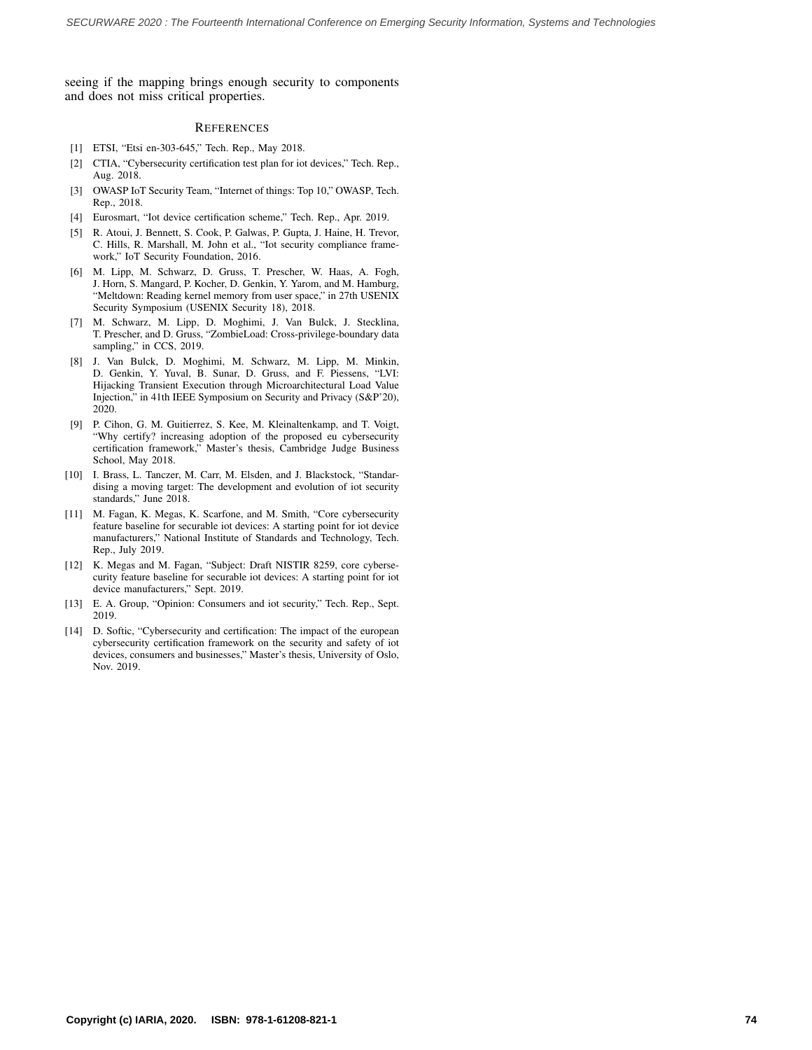seeing if the mapping brings enough security to components and does not miss critical properties.

## References

[1] ETSI, "Etsi en-303-645," Tech. Rep., May 2018.

[2] CTIA, "Cybersecurity certification test plan for iot devices," Tech. Rep., Aug. 2018.

[3] OWASP IoT Security Team, "Internet of things: Top 10," OWASP, Tech. Rep., 2018.

[4] Eurosmart, "Iot device certification scheme," Tech. Rep., Apr. 2019.

[5] R. Atoui, J. Bennett, S. Cook, P. Galwas, P. Gupta, J. Haine, H. Trevor, C. Hills, R. Marshall, M. John et al., "Iot security compliance framework," IoT Security Foundation, 2016.

[6] M. Lipp, M. Schwarz, D. Gruss, T. Prescher, W. Haas, A. Fogh, J. Horn, S. Mangard, P. Kocher, D. Genkin, Y. Yarom, and M. Hamburg, "Meltdown: Reading kernel memory from user space," in 27th USENIX Security Symposium (USENIX Security 18), 2018.

[7] M. Schwarz, M. Lipp, D. Moghimi, J. Van Bulck, J. Stecklina, T. Prescher, and D. Gruss, "ZombieLoad: Cross-privilege-boundary data sampling," in CCS, 2019.

[8] J. Van Bulck, D. Moghimi, M. Schwarz, M. Lipp, M. Minkin, D. Genkin, Y. Yuval, B. Sunar, D. Gruss, and F. Piessens, "LVI: Hijacking Transient Execution through Microarchitectural Load Value Injection," in 41th IEEE Symposium on Security and Privacy (S&P'20), 2020.

[9] P. Cihon, G. M. Guitierrez, S. Kee, M. Kleinaltenkamp, and T. Voigt, "Why certify? increasing adoption of the proposed eu cybersecurity certification framework," Master's thesis, Cambridge Judge Business School, May 2018.

[10] I. Brass, L. Tanczer, M. Carr, M. Elsden, and J. Blackstock, "Standardising a moving target: The development and evolution of iot security standards," June 2018.

[11] M. Fagan, K. Megas, K. Scarfone, and M. Smith, "Core cybersecurity feature baseline for securable iot devices: A starting point for iot device manufacturers," National Institute of Standards and Technology, Tech. Rep., July 2019.

[12] K. Megas and M. Fagan, "Subject: Draft NISTIR 8259, core cybersecurity feature baseline for securable iot devices: A starting point for iot device manufacturers," Sept. 2019.

[13] E. A. Group, "Opinion: Consumers and iot security," Tech. Rep., Sept. 2019.

[14] D. Softic, "Cybersecurity and certification: The impact of the european cybersecurity certification framework on the security and safety of iot devices, consumers and businesses," Master's thesis, University of Oslo, Nov. 2019.